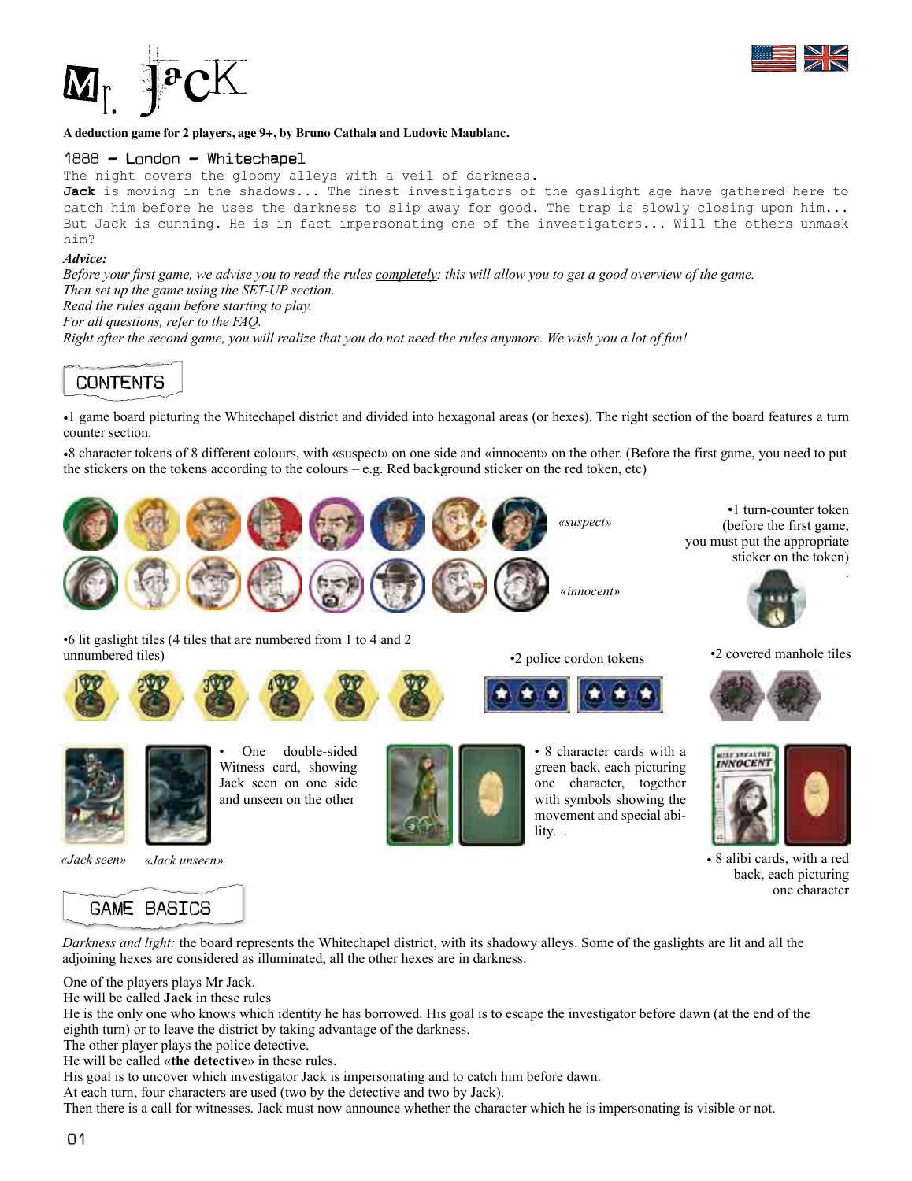# Mr. Jack

**A deduction game for 2 players, age 9+, by Bruno Cathala and Ludovic Maublanc.**

## 1888 – London – Whitechapel

The night covers the gloomy alleys with a veil of darkness.
**Jack** is moving in the shadows... The finest investigators of the gaslight age have gathered here to catch him before he uses the darkness to slip away for good. The trap is slowly closing upon him... But Jack is cunning. He is in fact impersonating one of the investigators... Will the others unmask him?

***Advice:***
*Before your first game, we advise you to read the rules completely: this will allow you to get a good overview of the game.*
*Then set up the game using the SET-UP section.*
*Read the rules again before starting to play.*
*For all questions, refer to the FAQ.*
*Right after the second game, you will realize that you do not need the rules anymore. We wish you a lot of fun!*

## CONTENTS

- 1 game board picturing the Whitechapel district and divided into hexagonal areas (or hexes). The right section of the board features a turn counter section.
- 8 character tokens of 8 different colours, with «suspect» on one side and «innocent» on the other. (Before the first game, you need to put the stickers on the tokens according to the colours – e.g. Red background sticker on the red token, etc)

*«suspect»*

*«innocent»*

- 1 turn-counter token (before the first game, you must put the appropriate sticker on the token)
- 6 lit gaslight tiles (4 tiles that are numbered from 1 to 4 and 2 unnumbered tiles)
- 2 police cordon tokens
- 2 covered manhole tiles
- One double-sided Witness card, showing Jack seen on one side and unseen on the other

*«Jack seen»* *«Jack unseen»*

- 8 character cards with a green back, each picturing one character, together with symbols showing the movement and special ability.
- 8 alibi cards, with a red back, each picturing one character

## GAME BASICS

*Darkness and light:* the board represents the Whitechapel district, with its shadowy alleys. Some of the gaslights are lit and all the adjoining hexes are considered as illuminated, all the other hexes are in darkness.

One of the players plays Mr Jack.
He will be called **Jack** in these rules
He is the only one who knows which identity he has borrowed. His goal is to escape the investigator before dawn (at the end of the eighth turn) or to leave the district by taking advantage of the darkness.
The other player plays the police detective.
He will be called «**the detective**» in these rules.
His goal is to uncover which investigator Jack is impersonating and to catch him before dawn.
At each turn, four characters are used (two by the detective and two by Jack).
Then there is a call for witnesses. Jack must now announce whether the character which he is impersonating is visible or not.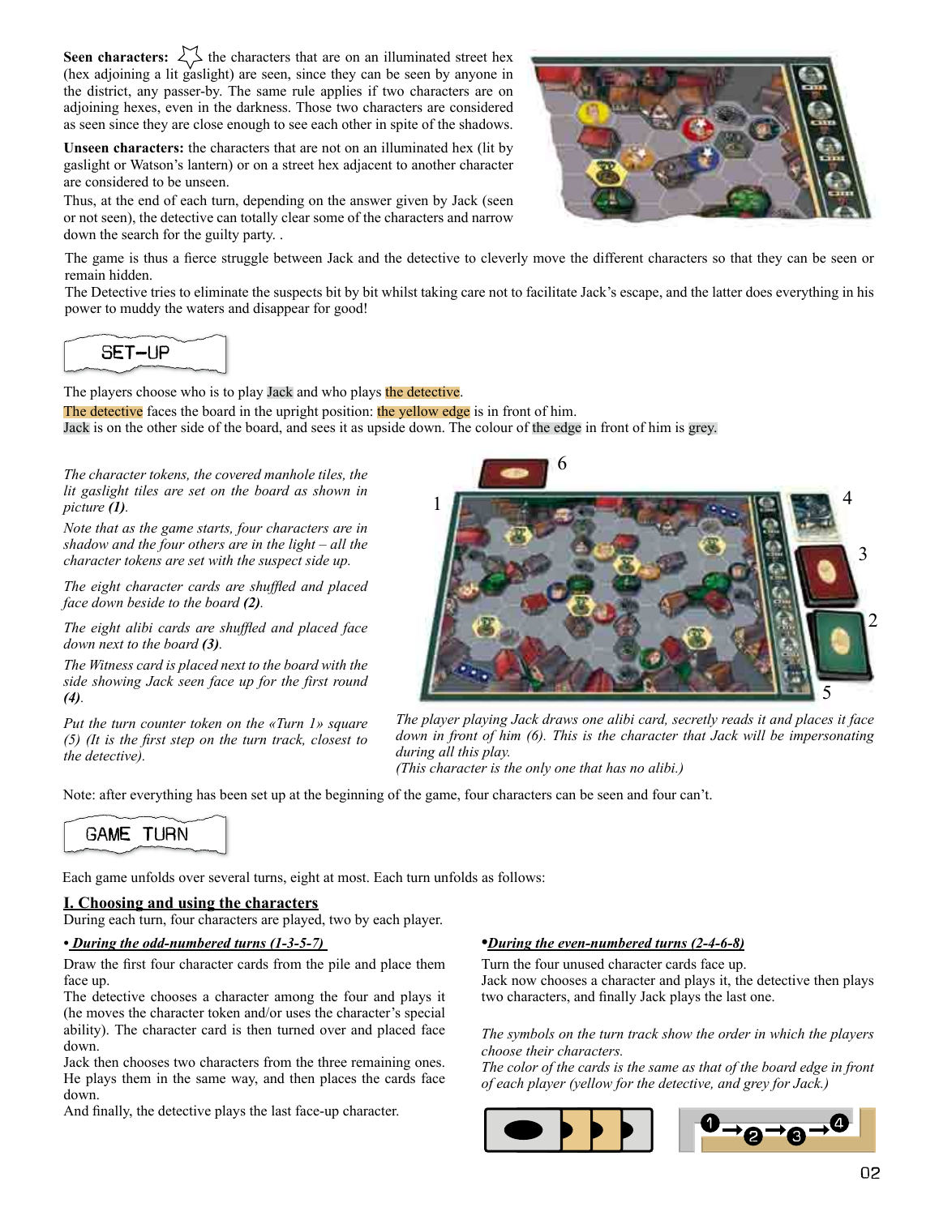**Seen characters:** the characters that are on an illuminated street hex (hex adjoining a lit gaslight) are seen, since they can be seen by anyone in the district, any passer-by. The same rule applies if two characters are on adjoining hexes, even in the darkness. Those two characters are considered as seen since they are close enough to see each other in spite of the shadows.

**Unseen characters:** the characters that are not on an illuminated hex (lit by gaslight or Watson's lantern) or on a street hex adjacent to another character are considered to be unseen.

Thus, at the end of each turn, depending on the answer given by Jack (seen or not seen), the detective can totally clear some of the characters and narrow down the search for the guilty party. .

The game is thus a fierce struggle between Jack and the detective to cleverly move the different characters so that they can be seen or remain hidden.

The Detective tries to eliminate the suspects bit by bit whilst taking care not to facilitate Jack's escape, and the latter does everything in his power to muddy the waters and disappear for good!

## SET-UP

The players choose who is to play Jack and who plays the detective.

The detective faces the board in the upright position: the yellow edge is in front of him.

Jack is on the other side of the board, and sees it as upside down. The colour of the edge in front of him is grey.

*The character tokens, the covered manhole tiles, the lit gaslight tiles are set on the board as shown in picture **(1)**.*

*Note that as the game starts, four characters are in shadow and the four others are in the light – all the character tokens are set with the suspect side up.*

*The eight character cards are shuffled and placed face down beside to the board **(2)**.*

*The eight alibi cards are shuffled and placed face down next to the board **(3)**.*

*The Witness card is placed next to the board with the side showing Jack seen face up for the first round **(4)**.*

*Put the turn counter token on the «Turn 1» square (5) (It is the first step on the turn track, closest to the detective).*

*The player playing Jack draws one alibi card, secretly reads it and places it face down in front of him (6). This is the character that Jack will be impersonating during all this play.*
*(This character is the only one that has no alibi.)*

Note: after everything has been set up at the beginning of the game, four characters can be seen and four can't.

## GAME TURN

Each game unfolds over several turns, eight at most. Each turn unfolds as follows:

### I. Choosing and using the characters

During each turn, four characters are played, two by each player.

**• *During the odd-numbered turns (1-3-5-7)***

Draw the first four character cards from the pile and place them face up.

The detective chooses a character among the four and plays it (he moves the character token and/or uses the character's special ability). The character card is then turned over and placed face down.

Jack then chooses two characters from the three remaining ones. He plays them in the same way, and then places the cards face down.

And finally, the detective plays the last face-up character.

**• *During the even-numbered turns (2-4-6-8)***

Turn the four unused character cards face up.

Jack now chooses a character and plays it, the detective then plays two characters, and finally Jack plays the last one.

*The symbols on the turn track show the order in which the players choose their characters.*

*The color of the cards is the same as that of the board edge in front of each player (yellow for the detective, and grey for Jack.)*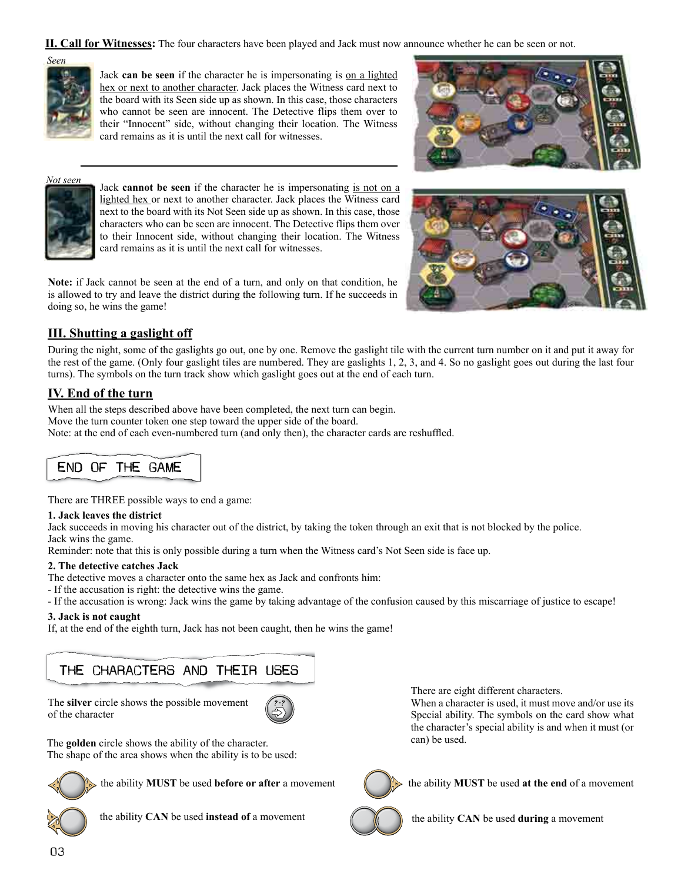**II. Call for Witnesses:** The four characters have been played and Jack must now announce whether he can be seen or not.

*Seen*

Jack **can be seen** if the character he is impersonating is on a lighted hex or next to another character. Jack places the Witness card next to the board with its Seen side up as shown. In this case, those characters who cannot be seen are innocent. The Detective flips them over to their "Innocent" side, without changing their location. The Witness card remains as it is until the next call for witnesses.

*Not seen*

Jack **cannot be seen** if the character he is impersonating is not on a lighted hex or next to another character. Jack places the Witness card next to the board with its Not Seen side up as shown. In this case, those characters who can be seen are innocent. The Detective flips them over to their Innocent side, without changing their location. The Witness card remains as it is until the next call for witnesses.

**Note:** if Jack cannot be seen at the end of a turn, and only on that condition, he is allowed to try and leave the district during the following turn. If he succeeds in doing so, he wins the game!

## III. Shutting a gaslight off

During the night, some of the gaslights go out, one by one. Remove the gaslight tile with the current turn number on it and put it away for the rest of the game. (Only four gaslight tiles are numbered. They are gaslights 1, 2, 3, and 4. So no gaslight goes out during the last four turns). The symbols on the turn track show which gaslight goes out at the end of each turn.

## IV. End of the turn

When all the steps described above have been completed, the next turn can begin.
Move the turn counter token one step toward the upper side of the board.
Note: at the end of each even-numbered turn (and only then), the character cards are reshuffled.

# END OF THE GAME

There are THREE possible ways to end a game:

**1. Jack leaves the district**
Jack succeeds in moving his character out of the district, by taking the token through an exit that is not blocked by the police.
Jack wins the game.
Reminder: note that this is only possible during a turn when the Witness card's Not Seen side is face up.

**2. The detective catches Jack**
The detective moves a character onto the same hex as Jack and confronts him:
- If the accusation is right: the detective wins the game.
- If the accusation is wrong: Jack wins the game by taking advantage of the confusion caused by this miscarriage of justice to escape!

**3. Jack is not caught**
If, at the end of the eighth turn, Jack has not been caught, then he wins the game!

# THE CHARACTERS AND THEIR USES

There are eight different characters.
When a character is used, it must move and/or use its Special ability. The symbols on the card show what the character's special ability is and when it must (or can) be used.

The **silver** circle shows the possible movement of the character

The **golden** circle shows the ability of the character.
The shape of the area shows when the ability is to be used:

- the ability **MUST** be used **before or after** a movement
- the ability **MUST** be used **at the end** of a movement
- the ability **CAN** be used **instead of** a movement
- the ability **CAN** be used **during** a movement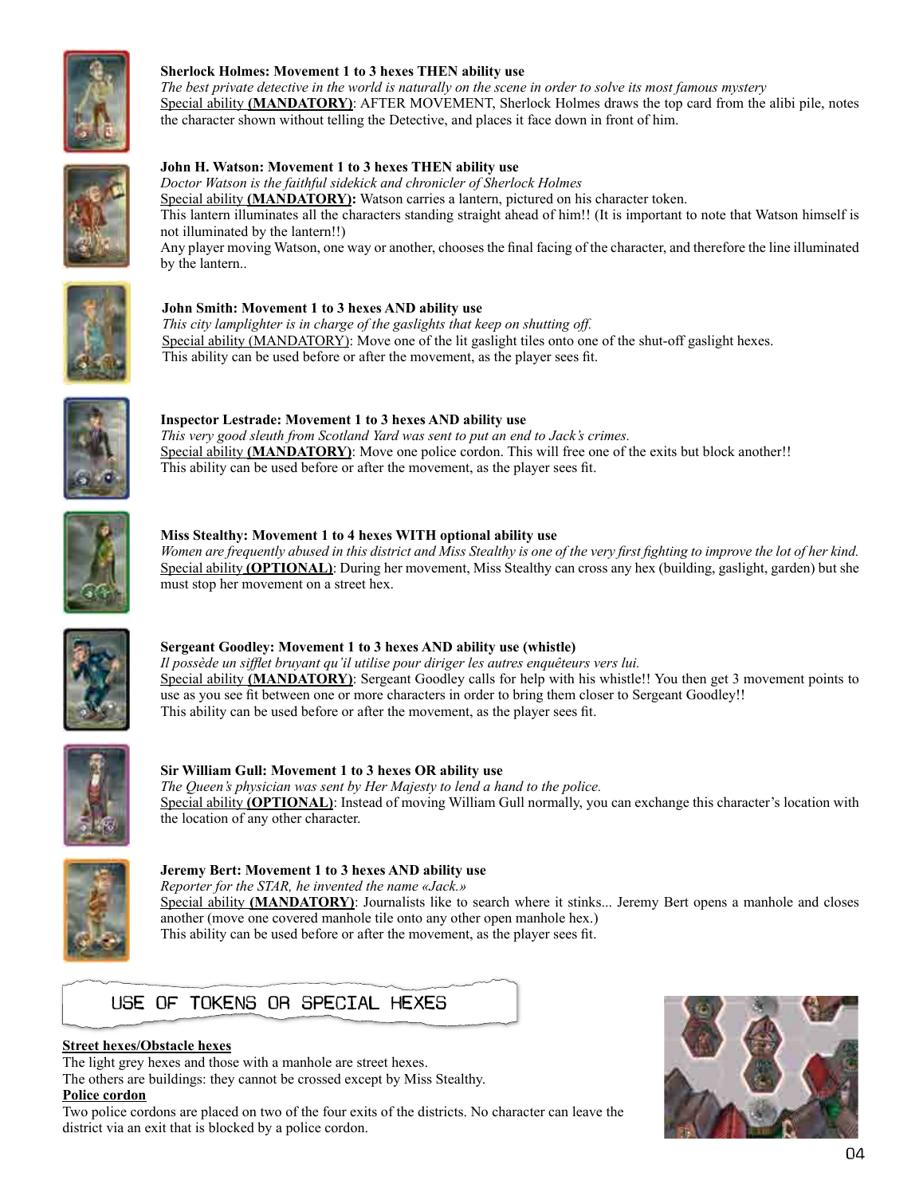**Sherlock Holmes: Movement 1 to 3 hexes THEN ability use**
*The best private detective in the world is naturally on the scene in order to solve its most famous mystery*
Special ability **(MANDATORY)**: AFTER MOVEMENT, Sherlock Holmes draws the top card from the alibi pile, notes the character shown without telling the Detective, and places it face down in front of him.

**John H. Watson: Movement 1 to 3 hexes THEN ability use**
*Doctor Watson is the faithful sidekick and chronicler of Sherlock Holmes*
Special ability **(MANDATORY):** Watson carries a lantern, pictured on his character token.
This lantern illuminates all the characters standing straight ahead of him!! (It is important to note that Watson himself is not illuminated by the lantern!!)
Any player moving Watson, one way or another, chooses the final facing of the character, and therefore the line illuminated by the lantern..

**John Smith: Movement 1 to 3 hexes AND ability use**
*This city lamplighter is in charge of the gaslights that keep on shutting off.*
Special ability (MANDATORY): Move one of the lit gaslight tiles onto one of the shut-off gaslight hexes.
This ability can be used before or after the movement, as the player sees fit.

**Inspector Lestrade: Movement 1 to 3 hexes AND ability use**
*This very good sleuth from Scotland Yard was sent to put an end to Jack's crimes.*
Special ability **(MANDATORY)**: Move one police cordon. This will free one of the exits but block another!!
This ability can be used before or after the movement, as the player sees fit.

**Miss Stealthy: Movement 1 to 4 hexes WITH optional ability use**
*Women are frequently abused in this district and Miss Stealthy is one of the very first fighting to improve the lot of her kind.*
Special ability **(OPTIONAL)**: During her movement, Miss Stealthy can cross any hex (building, gaslight, garden) but she must stop her movement on a street hex.

**Sergeant Goodley: Movement 1 to 3 hexes AND ability use (whistle)**
*Il possède un sifflet bruyant qu'il utilise pour diriger les autres enquêteurs vers lui.*
Special ability **(MANDATORY)**: Sergeant Goodley calls for help with his whistle!! You then get 3 movement points to use as you see fit between one or more characters in order to bring them closer to Sergeant Goodley!!
This ability can be used before or after the movement, as the player sees fit.

**Sir William Gull: Movement 1 to 3 hexes OR ability use**
*The Queen's physician was sent by Her Majesty to lend a hand to the police.*
Special ability **(OPTIONAL)**: Instead of moving William Gull normally, you can exchange this character's location with the location of any other character.

**Jeremy Bert: Movement 1 to 3 hexes AND ability use**
*Reporter for the STAR, he invented the name «Jack.»*
Special ability **(MANDATORY)**: Journalists like to search where it stinks... Jeremy Bert opens a manhole and closes another (move one covered manhole tile onto any other open manhole hex.)
This ability can be used before or after the movement, as the player sees fit.

## USE OF TOKENS OR SPECIAL HEXES

**Street hexes/Obstacle hexes**
The light grey hexes and those with a manhole are street hexes.
The others are buildings: they cannot be crossed except by Miss Stealthy.

**Police cordon**
Two police cordons are placed on two of the four exits of the districts. No character can leave the district via an exit that is blocked by a police cordon.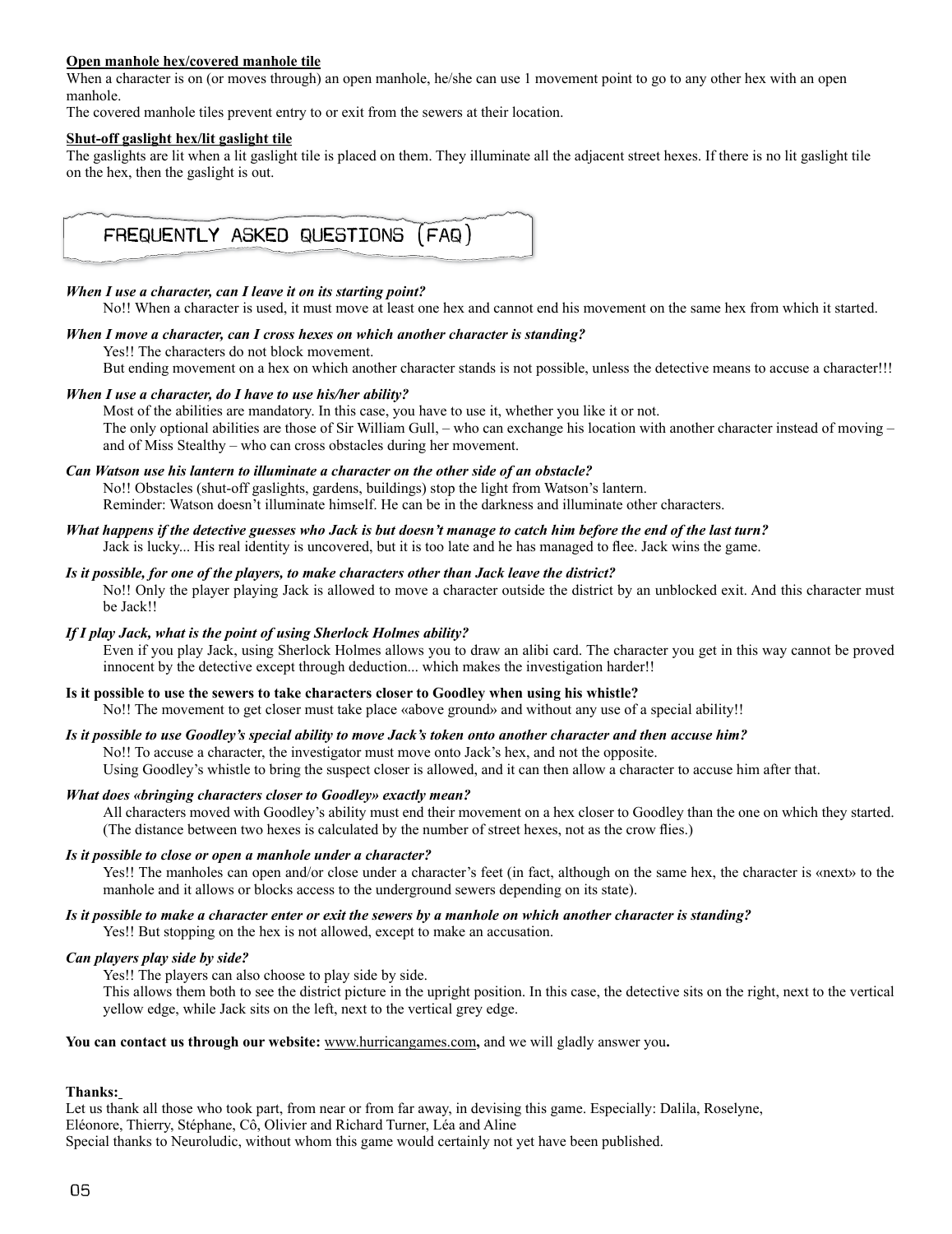**Open manhole hex/covered manhole tile**

When a character is on (or moves through) an open manhole, he/she can use 1 movement point to go to any other hex with an open manhole.

The covered manhole tiles prevent entry to or exit from the sewers at their location.

**Shut-off gaslight hex/lit gaslight tile**

The gaslights are lit when a lit gaslight tile is placed on them. They illuminate all the adjacent street hexes. If there is no lit gaslight tile on the hex, then the gaslight is out.

## FREQUENTLY ASKED QUESTIONS (FAQ)

***When I use a character, can I leave it on its starting point?***

No!! When a character is used, it must move at least one hex and cannot end his movement on the same hex from which it started.

***When I move a character, can I cross hexes on which another character is standing?***

Yes!! The characters do not block movement.

But ending movement on a hex on which another character stands is not possible, unless the detective means to accuse a character!!!

***When I use a character, do I have to use his/her ability?***

Most of the abilities are mandatory. In this case, you have to use it, whether you like it or not.

The only optional abilities are those of Sir William Gull, – who can exchange his location with another character instead of moving – and of Miss Stealthy – who can cross obstacles during her movement.

***Can Watson use his lantern to illuminate a character on the other side of an obstacle?***

No!! Obstacles (shut-off gaslights, gardens, buildings) stop the light from Watson's lantern.

Reminder: Watson doesn't illuminate himself. He can be in the darkness and illuminate other characters.

***What happens if the detective guesses who Jack is but doesn't manage to catch him before the end of the last turn?***

Jack is lucky... His real identity is uncovered, but it is too late and he has managed to flee. Jack wins the game.

***Is it possible, for one of the players, to make characters other than Jack leave the district?***

No!! Only the player playing Jack is allowed to move a character outside the district by an unblocked exit. And this character must be Jack!!

***If I play Jack, what is the point of using Sherlock Holmes ability?***

Even if you play Jack, using Sherlock Holmes allows you to draw an alibi card. The character you get in this way cannot be proved innocent by the detective except through deduction... which makes the investigation harder!!

**Is it possible to use the sewers to take characters closer to Goodley when using his whistle?**

No!! The movement to get closer must take place «above ground» and without any use of a special ability!!

***Is it possible to use Goodley's special ability to move Jack's token onto another character and then accuse him?***

No!! To accuse a character, the investigator must move onto Jack's hex, and not the opposite.

Using Goodley's whistle to bring the suspect closer is allowed, and it can then allow a character to accuse him after that.

***What does «bringing characters closer to Goodley» exactly mean?***

All characters moved with Goodley's ability must end their movement on a hex closer to Goodley than the one on which they started. (The distance between two hexes is calculated by the number of street hexes, not as the crow flies.)

***Is it possible to close or open a manhole under a character?***

Yes!! The manholes can open and/or close under a character's feet (in fact, although on the same hex, the character is «next» to the manhole and it allows or blocks access to the underground sewers depending on its state).

***Is it possible to make a character enter or exit the sewers by a manhole on which another character is standing?***

Yes!! But stopping on the hex is not allowed, except to make an accusation.

***Can players play side by side?***

Yes!! The players can also choose to play side by side.

This allows them both to see the district picture in the upright position. In this case, the detective sits on the right, next to the vertical yellow edge, while Jack sits on the left, next to the vertical grey edge.

**You can contact us through our website:** www.hurricangames.com**,** and we will gladly answer you**.**

**Thanks:**

Let us thank all those who took part, from near or from far away, in devising this game. Especially: Dalila, Roselyne, Eléonore, Thierry, Stéphane, Cô, Olivier and Richard Turner, Léa and Aline

Special thanks to Neuroludic, without whom this game would certainly not yet have been published.